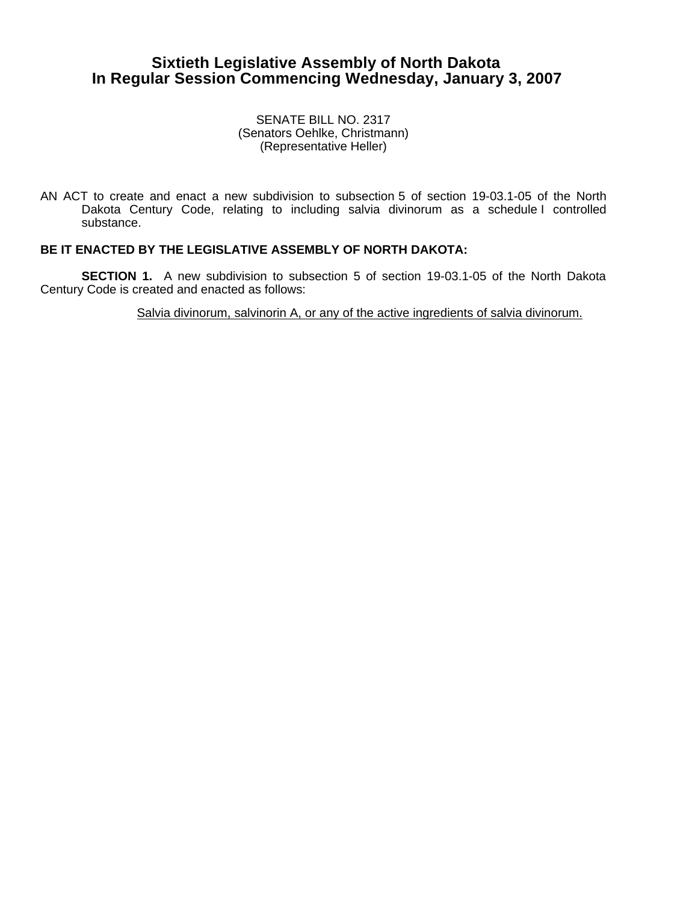# Sixtieth Legislative Assembly of North Dakota
# In Regular Session Commencing Wednesday, January 3, 2007

SENATE BILL NO. 2317
(Senators Oehlke, Christmann)
(Representative Heller)

AN ACT to create and enact a new subdivision to subsection 5 of section 19-03.1-05 of the North Dakota Century Code, relating to including salvia divinorum as a schedule I controlled substance.

**BE IT ENACTED BY THE LEGISLATIVE ASSEMBLY OF NORTH DAKOTA:**

**SECTION 1.** A new subdivision to subsection 5 of section 19-03.1-05 of the North Dakota Century Code is created and enacted as follows:

<u>Salvia divinorum, salvinorin A, or any of the active ingredients of salvia divinorum.</u>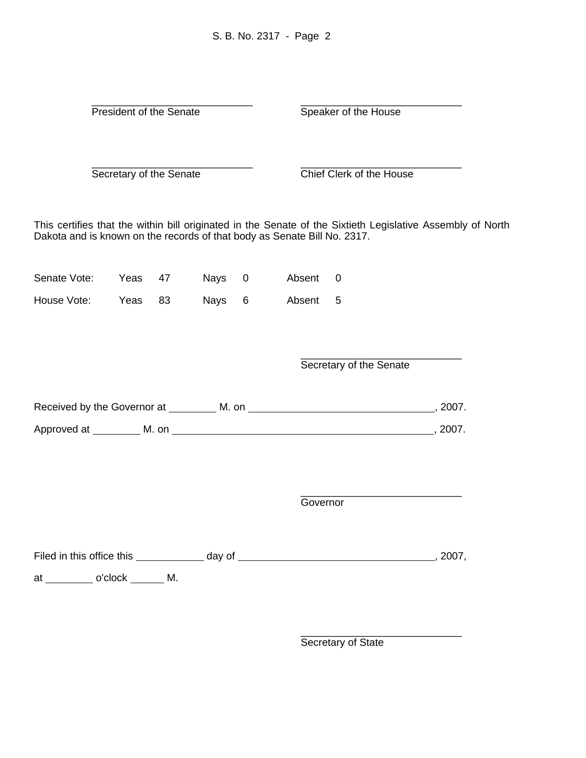S. B. No. 2317 - Page 2

\_\_\_\_\_\_\_\_\_\_\_\_\_\_\_\_\_\_\_\_\_\_\_\_\_\_\_\_\_\_ 
President of the Senate

\_\_\_\_\_\_\_\_\_\_\_\_\_\_\_\_\_\_\_\_\_\_\_\_\_\_\_\_\_\_ 
Speaker of the House

\_\_\_\_\_\_\_\_\_\_\_\_\_\_\_\_\_\_\_\_\_\_\_\_\_\_\_\_\_\_ 
Secretary of the Senate

\_\_\_\_\_\_\_\_\_\_\_\_\_\_\_\_\_\_\_\_\_\_\_\_\_\_\_\_\_\_ 
Chief Clerk of the House

This certifies that the within bill originated in the Senate of the Sixtieth Legislative Assembly of North Dakota and is known on the records of that body as Senate Bill No. 2317.

| | | | | | | |
|---|---|---|---|---|---|---|
| Senate Vote: | Yeas | 47 | Nays | 0 | Absent | 0 |
| House Vote: | Yeas | 83 | Nays | 6 | Absent | 5 |

\_\_\_\_\_\_\_\_\_\_\_\_\_\_\_\_\_\_\_\_\_\_\_\_\_\_\_\_\_\_ 
Secretary of the Senate

Received by the Governor at \_\_\_\_\_\_\_\_ M. on \_\_\_\_\_\_\_\_\_\_\_\_\_\_\_\_\_\_\_\_\_\_\_\_\_\_\_\_\_\_\_\_, 2007.

Approved at \_\_\_\_\_\_\_\_ M. on \_\_\_\_\_\_\_\_\_\_\_\_\_\_\_\_\_\_\_\_\_\_\_\_\_\_\_\_\_\_\_\_\_\_\_\_\_\_\_\_\_\_\_\_, 2007.

\_\_\_\_\_\_\_\_\_\_\_\_\_\_\_\_\_\_\_\_\_\_\_\_\_\_\_\_\_\_ 
Governor

Filed in this office this \_\_\_\_\_\_\_\_\_\_\_\_ day of \_\_\_\_\_\_\_\_\_\_\_\_\_\_\_\_\_\_\_\_\_\_\_\_\_\_\_\_\_\_\_\_\_\_, 2007,

at \_\_\_\_\_\_\_\_ o'clock \_\_\_\_\_\_ M.

\_\_\_\_\_\_\_\_\_\_\_\_\_\_\_\_\_\_\_\_\_\_\_\_\_\_\_\_\_\_ 
Secretary of State